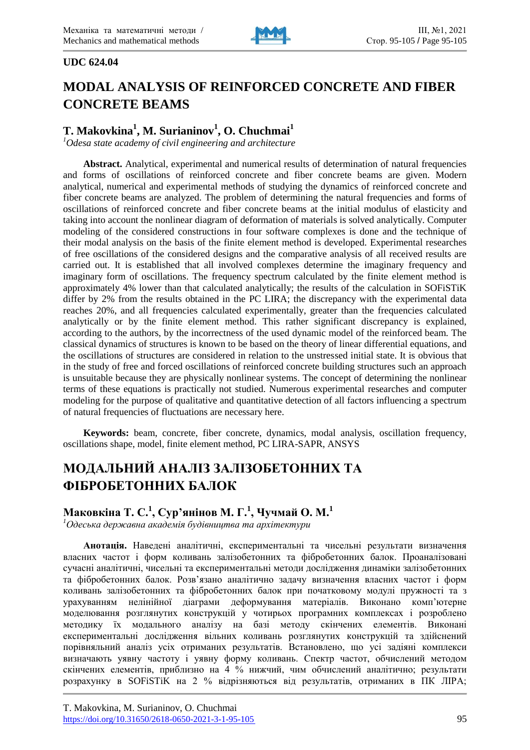**UDC 624.04**

# MODAL ANALYSIS OF REINFORCED CONCRETE AND FIBER CONCRETE BEAMS

## T. Makovkina[1], M. Surianinov[1], O. Chuchmai[1]

*[1]Odesa state academy of civil engineering and architecture*

**Abstract.** Analytical, experimental and numerical results of determination of natural frequencies and forms of oscillations of reinforced concrete and fiber concrete beams are given. Modern analytical, numerical and experimental methods of studying the dynamics of reinforced concrete and fiber concrete beams are analyzed. The problem of determining the natural frequencies and forms of oscillations of reinforced concrete and fiber concrete beams at the initial modulus of elasticity and taking into account the nonlinear diagram of deformation of materials is solved analytically. Computer modeling of the considered constructions in four software complexes is done and the technique of their modal analysis on the basis of the finite element method is developed. Experimental researches of free oscillations of the considered designs and the comparative analysis of all received results are carried out. It is established that all involved complexes determine the imaginary frequency and imaginary form of oscillations. The frequency spectrum calculated by the finite element method is approximately 4% lower than that calculated analytically; the results of the calculation in SOFiSTiK differ by 2% from the results obtained in the PC LIRA; the discrepancy with the experimental data reaches 20%, and all frequencies calculated experimentally, greater than the frequencies calculated analytically or by the finite element method. This rather significant discrepancy is explained, according to the authors, by the incorrectness of the used dynamic model of the reinforced beam. The classical dynamics of structures is known to be based on the theory of linear differential equations, and the oscillations of structures are considered in relation to the unstressed initial state. It is obvious that in the study of free and forced oscillations of reinforced concrete building structures such an approach is unsuitable because they are physically nonlinear systems. The concept of determining the nonlinear terms of these equations is practically not studied. Numerous experimental researches and computer modeling for the purpose of qualitative and quantitative detection of all factors influencing a spectrum of natural frequencies of fluctuations are necessary here.

**Keywords:** beam, concrete, fiber concrete, dynamics, modal analysis, oscillation frequency, oscillations shape, model, finite element method, PC LIRA-SAPR, ANSYS

# МОДАЛЬНИЙ АНАЛІЗ ЗАЛІЗОБЕТОННИХ ТА ФІБРОБЕТОННИХ БАЛОК

## Маковкіна Т. С.[1], Сур'янінов М. Г.[1], Чучмай О. М.[1]

*[1]Одеська державна академія будівництва та архітектури*

**Анотація.** Наведені аналітичні, експериментальні та чисельні результати визначення власних частот і форм коливань залізобетонних та фібробетонних балок. Проаналізовані сучасні аналітичні, чисельні та експериментальні методи дослідження динаміки залізобетонних та фібробетонних балок. Розв'язано аналітично задачу визначення власних частот і форм коливань залізобетонних та фібробетонних балок при початковому модулі пружності та з урахуванням нелінійної діаграми деформування матеріалів. Виконано комп'ютерне моделювання розглянутих конструкцій у чотирьох програмних комплексах і розроблено методику їх модального аналізу на базі методу скінчених елементів. Виконані експериментальні дослідження вільних коливань розглянутих конструкцій та здійснений порівняльний аналіз усіх отриманих результатів. Встановлено, що усі задіяні комплекси визначають уявну частоту і уявну форму коливань. Спектр частот, обчислений методом скінчених елементів, приблизно на 4 % нижчий, чим обчислений аналітично; результати розрахунку в SOFiSTiK на 2 % відрізняються від результатів, отриманих в ПК ЛІРА;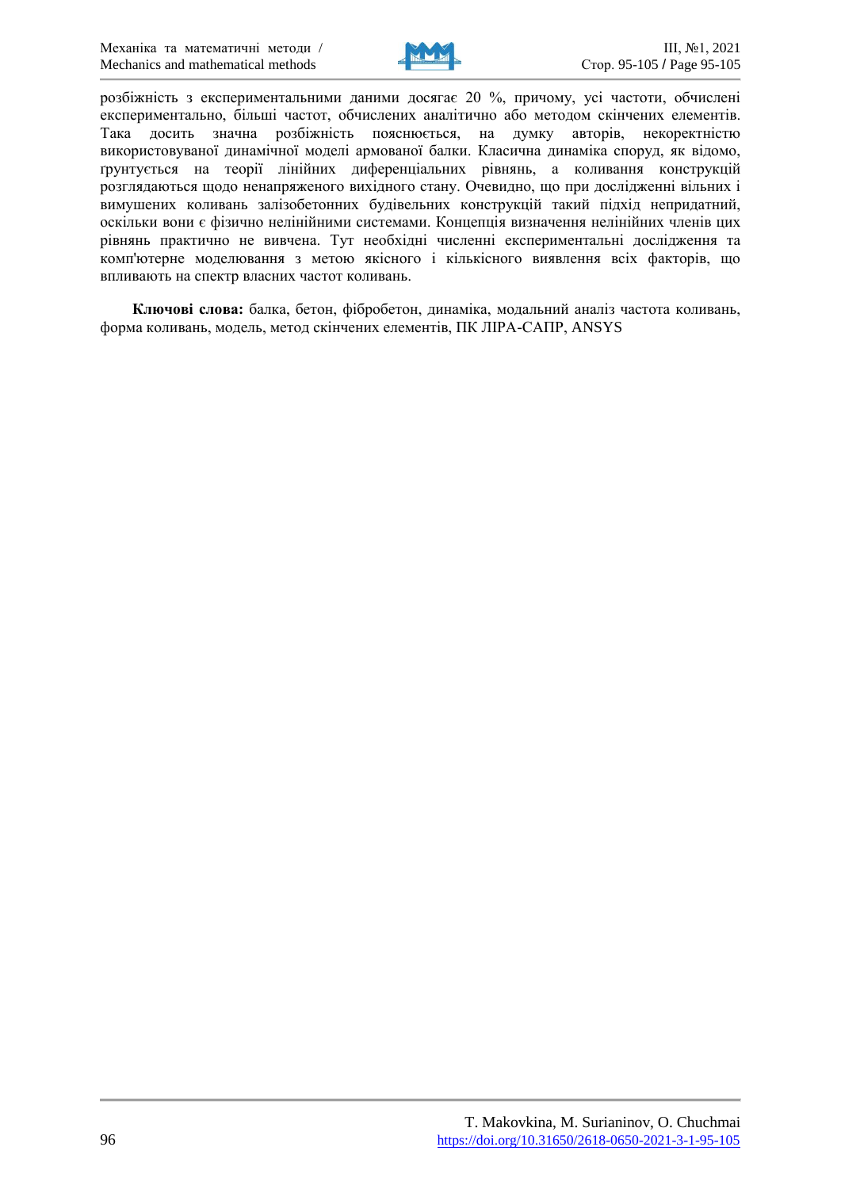розбіжність з експериментальними даними досягає 20 %, причому, усі частоти, обчислені експериментально, більші частот, обчислених аналітично або методом скінчених елементів. Така досить значна розбіжність пояснюється, на думку авторів, некоректністю використовуваної динамічної моделі армованої балки. Класична динаміка споруд, як відомо, ґрунтується на теорії лінійних диференціальних рівнянь, а коливання конструкцій розглядаються щодо ненапряженого вихідного стану. Очевидно, що при дослідженні вільних і вимушених коливань залізобетонних будівельних конструкцій такий підхід непридатний, оскільки вони є фізично нелінійними системами. Концепція визначення нелінійних членів цих рівнянь практично не вивчена. Тут необхідні численні експериментальні дослідження та комп'ютерне моделювання з метою якісного і кількісного виявлення всіх факторів, що впливають на спектр власних частот коливань.

**Ключові слова:** балка, бетон, фібробетон, динаміка, модальний аналіз частота коливань, форма коливань, модель, метод скінчених елементів, ПК ЛІРА-САПР, ANSYS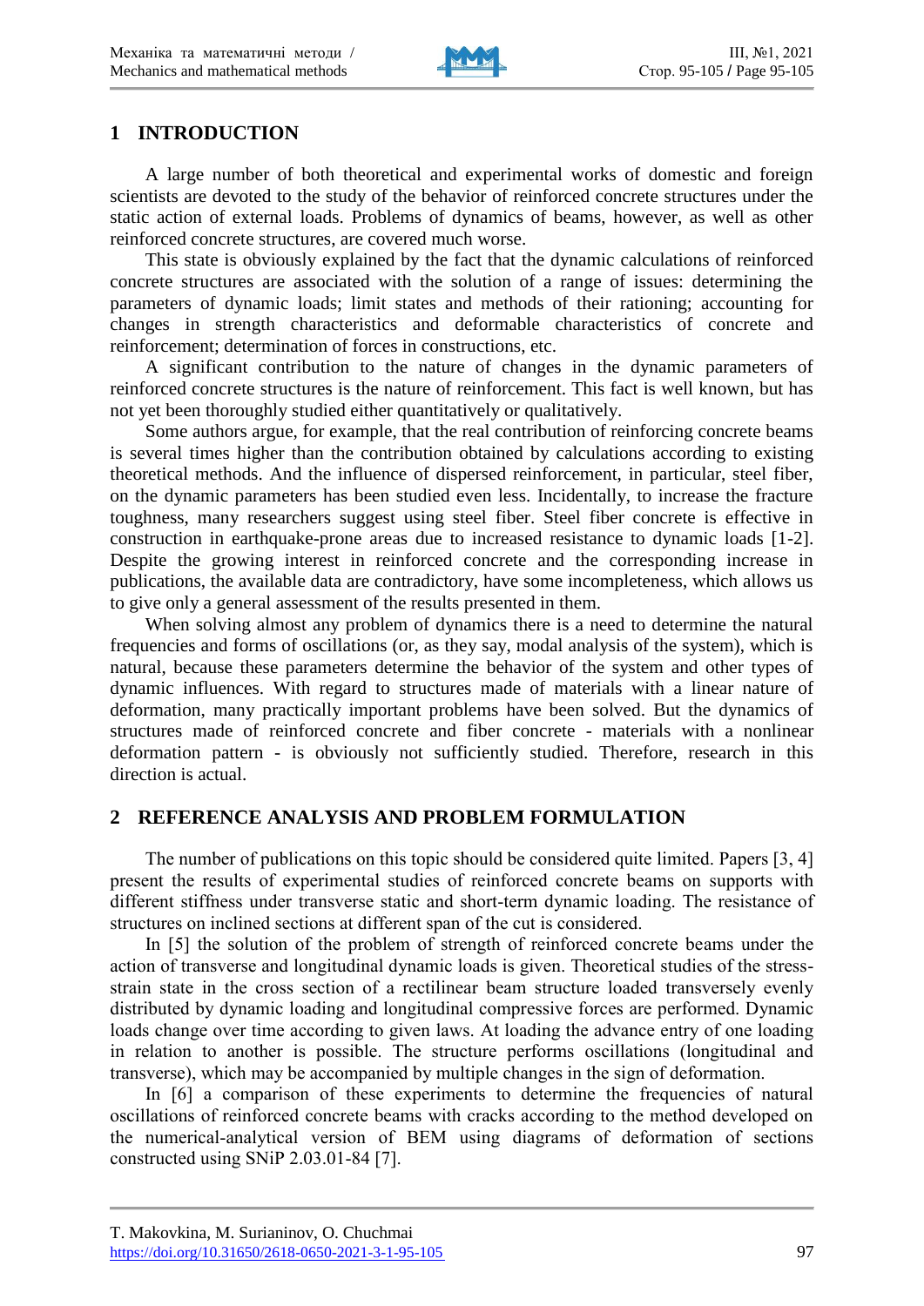## 1 INTRODUCTION

A large number of both theoretical and experimental works of domestic and foreign scientists are devoted to the study of the behavior of reinforced concrete structures under the static action of external loads. Problems of dynamics of beams, however, as well as other reinforced concrete structures, are covered much worse.

This state is obviously explained by the fact that the dynamic calculations of reinforced concrete structures are associated with the solution of a range of issues: determining the parameters of dynamic loads; limit states and methods of their rationing; accounting for changes in strength characteristics and deformable characteristics of concrete and reinforcement; determination of forces in constructions, etc.

A significant contribution to the nature of changes in the dynamic parameters of reinforced concrete structures is the nature of reinforcement. This fact is well known, but has not yet been thoroughly studied either quantitatively or qualitatively.

Some authors argue, for example, that the real contribution of reinforcing concrete beams is several times higher than the contribution obtained by calculations according to existing theoretical methods. And the influence of dispersed reinforcement, in particular, steel fiber, on the dynamic parameters has been studied even less. Incidentally, to increase the fracture toughness, many researchers suggest using steel fiber. Steel fiber concrete is effective in construction in earthquake-prone areas due to increased resistance to dynamic loads [1-2]. Despite the growing interest in reinforced concrete and the corresponding increase in publications, the available data are contradictory, have some incompleteness, which allows us to give only a general assessment of the results presented in them.

When solving almost any problem of dynamics there is a need to determine the natural frequencies and forms of oscillations (or, as they say, modal analysis of the system), which is natural, because these parameters determine the behavior of the system and other types of dynamic influences. With regard to structures made of materials with a linear nature of deformation, many practically important problems have been solved. But the dynamics of structures made of reinforced concrete and fiber concrete - materials with a nonlinear deformation pattern - is obviously not sufficiently studied. Therefore, research in this direction is actual.

## 2 REFERENCE ANALYSIS AND PROBLEM FORMULATION

The number of publications on this topic should be considered quite limited. Papers [3, 4] present the results of experimental studies of reinforced concrete beams on supports with different stiffness under transverse static and short-term dynamic loading. The resistance of structures on inclined sections at different span of the cut is considered.

In [5] the solution of the problem of strength of reinforced concrete beams under the action of transverse and longitudinal dynamic loads is given. Theoretical studies of the stress-strain state in the cross section of a rectilinear beam structure loaded transversely evenly distributed by dynamic loading and longitudinal compressive forces are performed. Dynamic loads change over time according to given laws. At loading the advance entry of one loading in relation to another is possible. The structure performs oscillations (longitudinal and transverse), which may be accompanied by multiple changes in the sign of deformation.

In [6] a comparison of these experiments to determine the frequencies of natural oscillations of reinforced concrete beams with cracks according to the method developed on the numerical-analytical version of BEM using diagrams of deformation of sections constructed using SNiP 2.03.01-84 [7].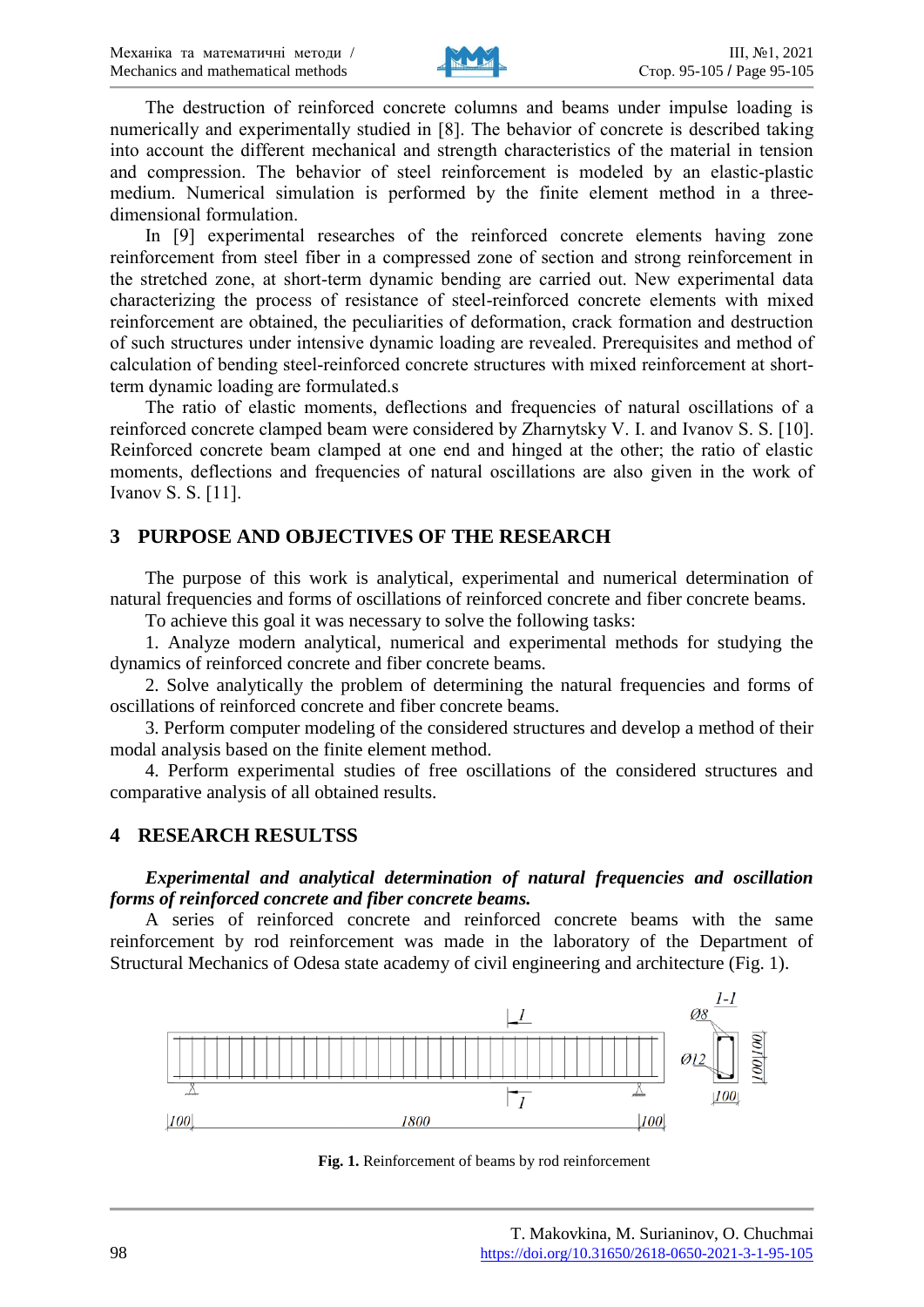The destruction of reinforced concrete columns and beams under impulse loading is numerically and experimentally studied in [8]. The behavior of concrete is described taking into account the different mechanical and strength characteristics of the material in tension and compression. The behavior of steel reinforcement is modeled by an elastic-plastic medium. Numerical simulation is performed by the finite element method in a three-dimensional formulation.

In [9] experimental researches of the reinforced concrete elements having zone reinforcement from steel fiber in a compressed zone of section and strong reinforcement in the stretched zone, at short-term dynamic bending are carried out. New experimental data characterizing the process of resistance of steel-reinforced concrete elements with mixed reinforcement are obtained, the peculiarities of deformation, crack formation and destruction of such structures under intensive dynamic loading are revealed. Prerequisites and method of calculation of bending steel-reinforced concrete structures with mixed reinforcement at short-term dynamic loading are formulated.s

The ratio of elastic moments, deflections and frequencies of natural oscillations of a reinforced concrete clamped beam were considered by Zharnytsky V. I. and Ivanov S. S. [10]. Reinforced concrete beam clamped at one end and hinged at the other; the ratio of elastic moments, deflections and frequencies of natural oscillations are also given in the work of Ivanov S. S. [11].

## 3 PURPOSE AND OBJECTIVES OF THE RESEARCH

The purpose of this work is analytical, experimental and numerical determination of natural frequencies and forms of oscillations of reinforced concrete and fiber concrete beams.

To achieve this goal it was necessary to solve the following tasks:

1. Analyze modern analytical, numerical and experimental methods for studying the dynamics of reinforced concrete and fiber concrete beams.
2. Solve analytically the problem of determining the natural frequencies and forms of oscillations of reinforced concrete and fiber concrete beams.
3. Perform computer modeling of the considered structures and develop a method of their modal analysis based on the finite element method.
4. Perform experimental studies of free oscillations of the considered structures and comparative analysis of all obtained results.

## 4 RESEARCH RESULTSS

***Experimental and analytical determination of natural frequencies and oscillation forms of reinforced concrete and fiber concrete beams.***

A series of reinforced concrete and reinforced concrete beams with the same reinforcement by rod reinforcement was made in the laboratory of the Department of Structural Mechanics of Odesa state academy of civil engineering and architecture (Fig. 1).

**Fig. 1.** Reinforcement of beams by rod reinforcement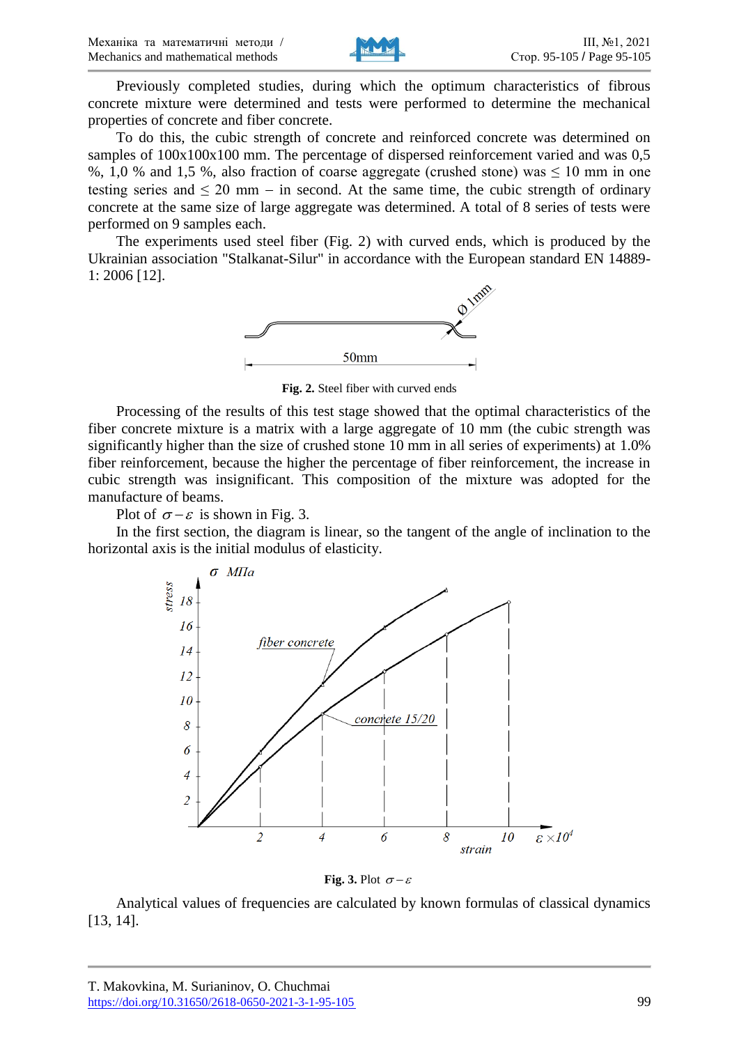Previously completed studies, during which the optimum characteristics of fibrous concrete mixture were determined and tests were performed to determine the mechanical properties of concrete and fiber concrete.

To do this, the cubic strength of concrete and reinforced concrete was determined on samples of 100x100x100 mm. The percentage of dispersed reinforcement varied and was 0,5 %, 1,0 % and 1,5 %, also fraction of coarse aggregate (crushed stone) was ≤ 10 mm in one testing series and ≤ 20 mm – in second. At the same time, the cubic strength of ordinary concrete at the same size of large aggregate was determined. A total of 8 series of tests were performed on 9 samples each.

The experiments used steel fiber (Fig. 2) with curved ends, which is produced by the Ukrainian association "Stalkanat-Silur" in accordance with the European standard EN 14889-1: 2006 [12].

**Fig. 2.** Steel fiber with curved ends

Processing of the results of this test stage showed that the optimal characteristics of the fiber concrete mixture is a matrix with a large aggregate of 10 mm (the cubic strength was significantly higher than the size of crushed stone 10 mm in all series of experiments) at 1.0% fiber reinforcement, because the higher the percentage of fiber reinforcement, the increase in cubic strength was insignificant. This composition of the mixture was adopted for the manufacture of beams.

Plot of $\sigma - \varepsilon$ is shown in Fig. 3.

In the first section, the diagram is linear, so the tangent of the angle of inclination to the horizontal axis is the initial modulus of elasticity.

**Fig. 3.** Plot $\sigma - \varepsilon$

Analytical values of frequencies are calculated by known formulas of classical dynamics [13, 14].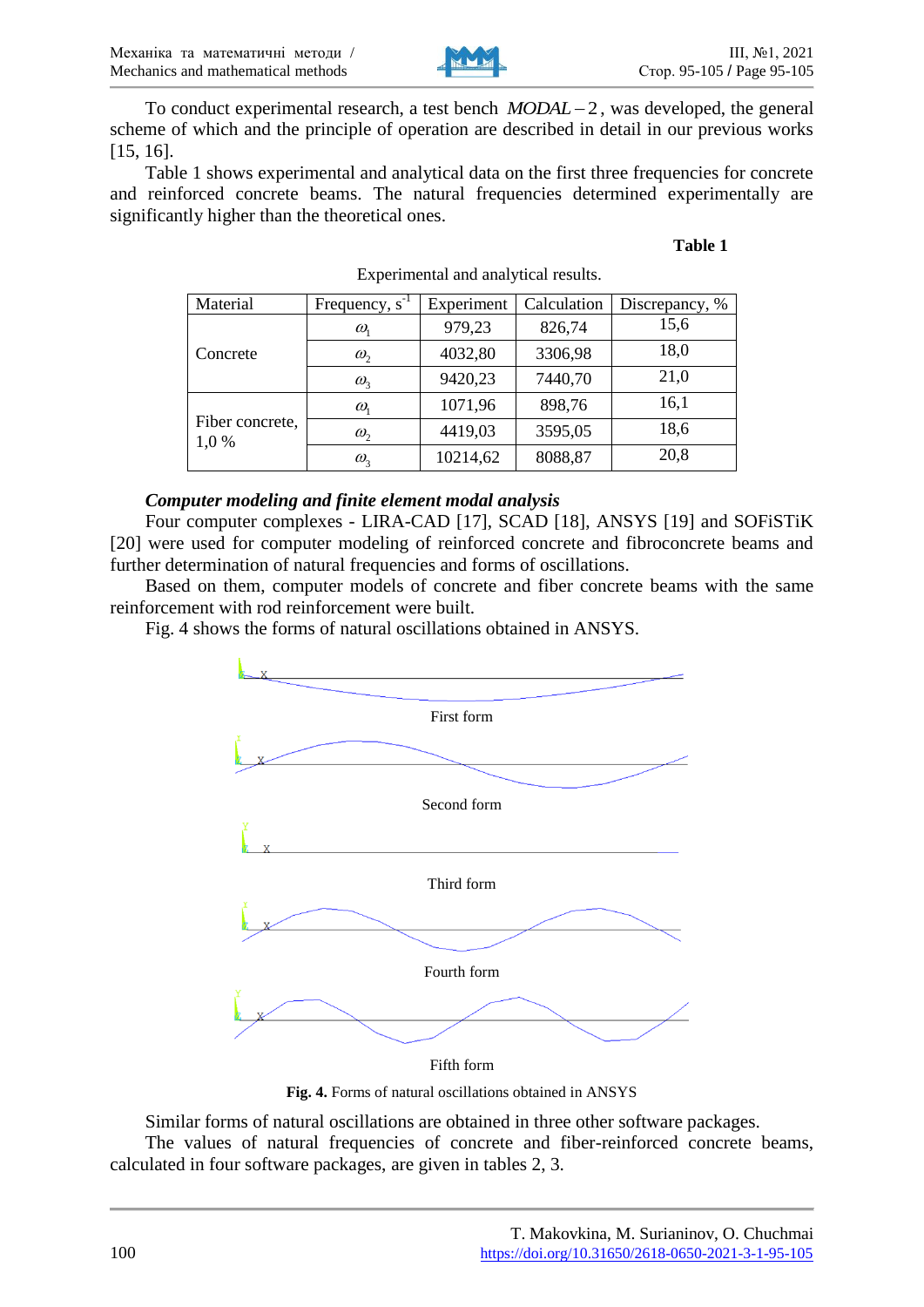To conduct experimental research, a test bench $MODAL-2$, was developed, the general scheme of which and the principle of operation are described in detail in our previous works [15, 16].

Table 1 shows experimental and analytical data on the first three frequencies for concrete and reinforced concrete beams. The natural frequencies determined experimentally are significantly higher than the theoretical ones.

**Table 1**

Experimental and analytical results.

| Material | Frequency, $s^{-1}$ | Experiment | Calculation | Discrepancy, % |
|---|---|---|---|---|
| Concrete | $\omega_1$ | 979,23 | 826,74 | 15,6 |
| | $\omega_2$ | 4032,80 | 3306,98 | 18,0 |
| | $\omega_3$ | 9420,23 | 7440,70 | 21,0 |
| Fiber concrete, 1,0 % | $\omega_1$ | 1071,96 | 898,76 | 16,1 |
| | $\omega_2$ | 4419,03 | 3595,05 | 18,6 |
| | $\omega_3$ | 10214,62 | 8088,87 | 20,8 |

***Computer modeling and finite element modal analysis***

Four computer complexes - LIRA-CAD [17], SCAD [18], ANSYS [19] and SOFiSTiK [20] were used for computer modeling of reinforced concrete and fibroconcrete beams and further determination of natural frequencies and forms of oscillations.

Based on them, computer models of concrete and fiber concrete beams with the same reinforcement with rod reinforcement were built.

Fig. 4 shows the forms of natural oscillations obtained in ANSYS.

First form

Second form

Third form

Fourth form

Fifth form

**Fig. 4.** Forms of natural oscillations obtained in ANSYS

Similar forms of natural oscillations are obtained in three other software packages.

The values of natural frequencies of concrete and fiber-reinforced concrete beams, calculated in four software packages, are given in tables 2, 3.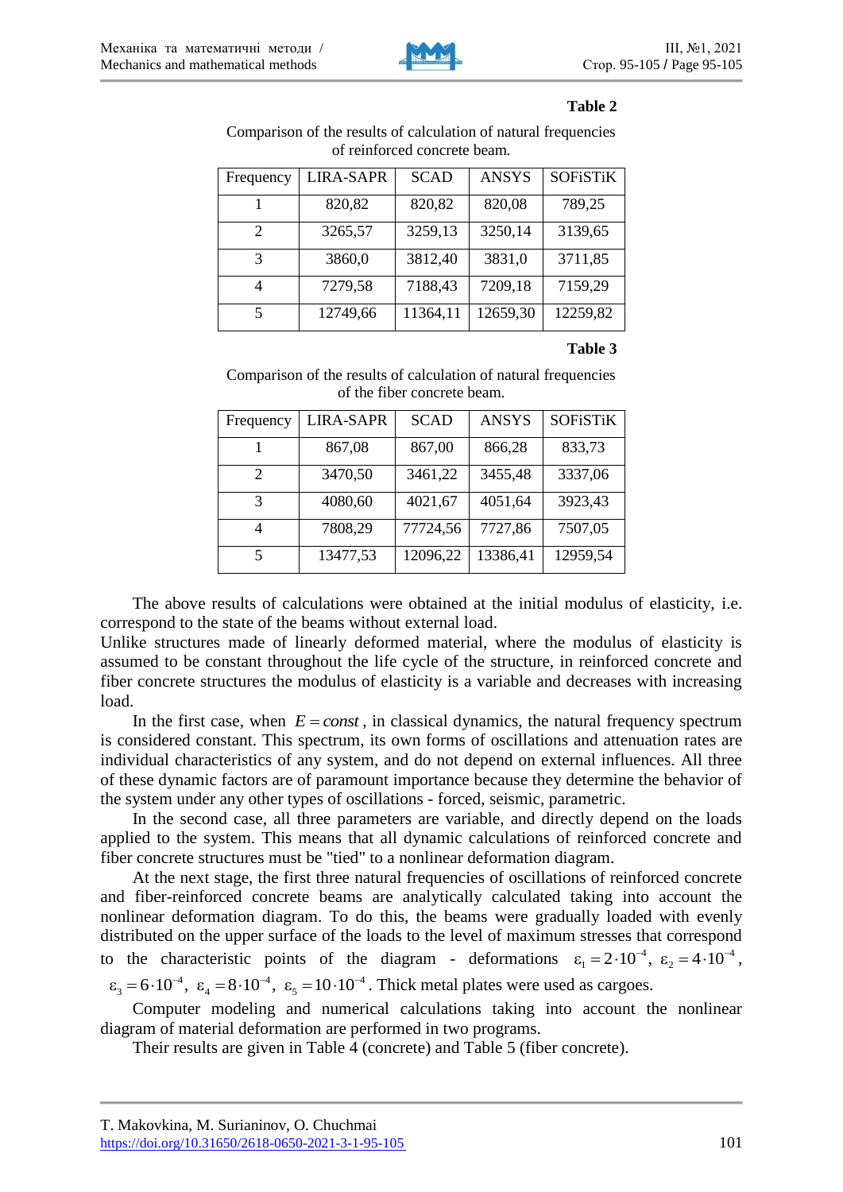**Table 2**

Comparison of the results of calculation of natural frequencies of reinforced concrete beam.

| Frequency | LIRA-SAPR | SCAD | ANSYS | SOFiSTiK |
|---|---|---|---|---|
| 1 | 820,82 | 820,82 | 820,08 | 789,25 |
| 2 | 3265,57 | 3259,13 | 3250,14 | 3139,65 |
| 3 | 3860,0 | 3812,40 | 3831,0 | 3711,85 |
| 4 | 7279,58 | 7188,43 | 7209,18 | 7159,29 |
| 5 | 12749,66 | 11364,11 | 12659,30 | 12259,82 |

**Table 3**

Comparison of the results of calculation of natural frequencies of the fiber concrete beam.

| Frequency | LIRA-SAPR | SCAD | ANSYS | SOFiSTiK |
|---|---|---|---|---|
| 1 | 867,08 | 867,00 | 866,28 | 833,73 |
| 2 | 3470,50 | 3461,22 | 3455,48 | 3337,06 |
| 3 | 4080,60 | 4021,67 | 4051,64 | 3923,43 |
| 4 | 7808,29 | 77724,56 | 7727,86 | 7507,05 |
| 5 | 13477,53 | 12096,22 | 13386,41 | 12959,54 |

The above results of calculations were obtained at the initial modulus of elasticity, i.e. correspond to the state of the beams without external load.

Unlike structures made of linearly deformed material, where the modulus of elasticity is assumed to be constant throughout the life cycle of the structure, in reinforced concrete and fiber concrete structures the modulus of elasticity is a variable and decreases with increasing load.

In the first case, when $E = const$, in classical dynamics, the natural frequency spectrum is considered constant. This spectrum, its own forms of oscillations and attenuation rates are individual characteristics of any system, and do not depend on external influences. All three of these dynamic factors are of paramount importance because they determine the behavior of the system under any other types of oscillations - forced, seismic, parametric.

In the second case, all three parameters are variable, and directly depend on the loads applied to the system. This means that all dynamic calculations of reinforced concrete and fiber concrete structures must be "tied" to a nonlinear deformation diagram.

At the next stage, the first three natural frequencies of oscillations of reinforced concrete and fiber-reinforced concrete beams are analytically calculated taking into account the nonlinear deformation diagram. To do this, the beams were gradually loaded with evenly distributed on the upper surface of the loads to the level of maximum stresses that correspond to the characteristic points of the diagram - deformations $\varepsilon_1 = 2 \cdot 10^{-4}$, $\varepsilon_2 = 4 \cdot 10^{-4}$, $\varepsilon_3 = 6 \cdot 10^{-4}$, $\varepsilon_4 = 8 \cdot 10^{-4}$, $\varepsilon_5 = 10 \cdot 10^{-4}$. Thick metal plates were used as cargoes.

Computer modeling and numerical calculations taking into account the nonlinear diagram of material deformation are performed in two programs.

Their results are given in Table 4 (concrete) and Table 5 (fiber concrete).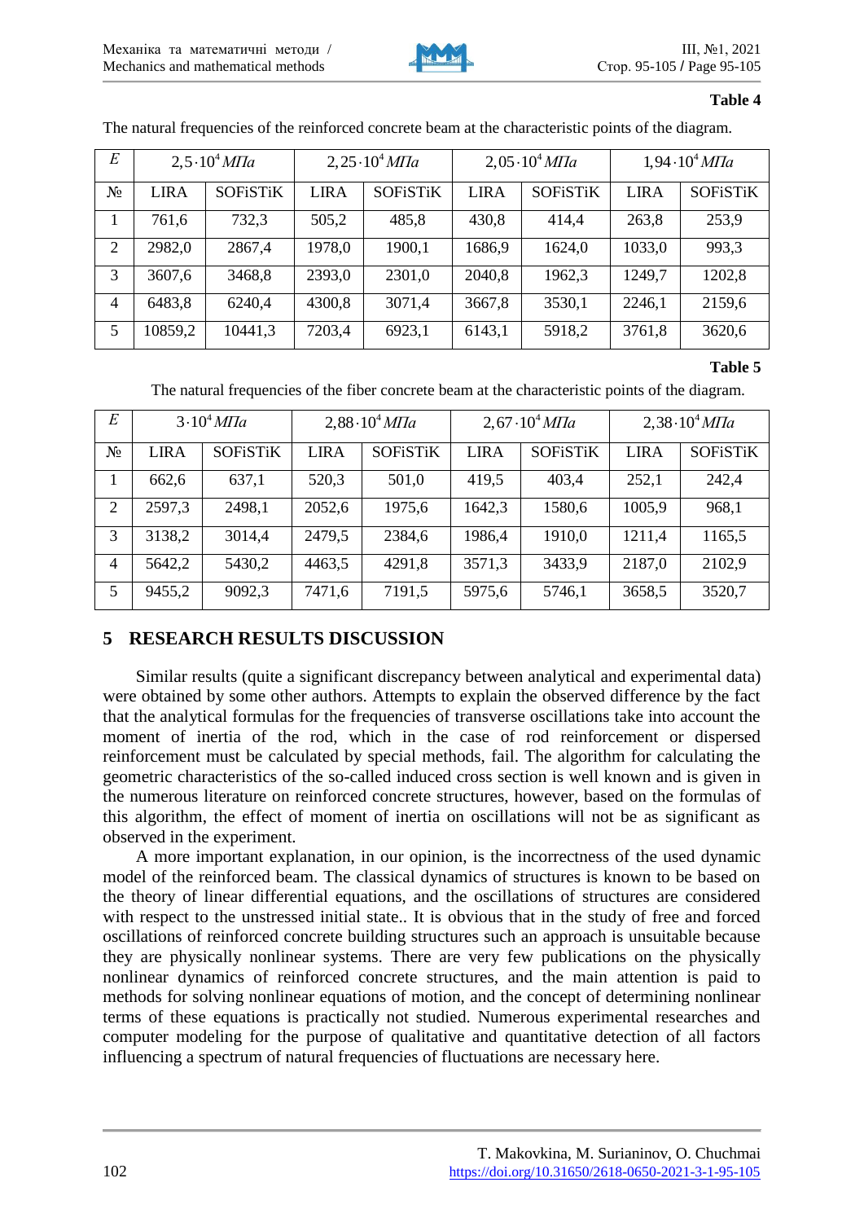**Table 4**

The natural frequencies of the reinforced concrete beam at the characteristic points of the diagram.

| $E$ | $2{,}5 \cdot 10^4$ *МПа* | | $2{,}25 \cdot 10^4$ *МПа* | | $2{,}05 \cdot 10^4$ *МПа* | | $1{,}94 \cdot 10^4$ *МПа* | |
|---|---|---|---|---|---|---|---|---|
| № | LIRA | SOFiSTiK | LIRA | SOFiSTiK | LIRA | SOFiSTiK | LIRA | SOFiSTiK |
| 1 | 761,6 | 732,3 | 505,2 | 485,8 | 430,8 | 414,4 | 263,8 | 253,9 |
| 2 | 2982,0 | 2867,4 | 1978,0 | 1900,1 | 1686,9 | 1624,0 | 1033,0 | 993,3 |
| 3 | 3607,6 | 3468,8 | 2393,0 | 2301,0 | 2040,8 | 1962,3 | 1249,7 | 1202,8 |
| 4 | 6483,8 | 6240,4 | 4300,8 | 3071,4 | 3667,8 | 3530,1 | 2246,1 | 2159,6 |
| 5 | 10859,2 | 10441,3 | 7203,4 | 6923,1 | 6143,1 | 5918,2 | 3761,8 | 3620,6 |

**Table 5**

The natural frequencies of the fiber concrete beam at the characteristic points of the diagram.

| $E$ | $3 \cdot 10^4$ *МПа* | | $2{,}88 \cdot 10^4$ *МПа* | | $2{,}67 \cdot 10^4$ *МПа* | | $2{,}38 \cdot 10^4$ *МПа* | |
|---|---|---|---|---|---|---|---|---|
| № | LIRA | SOFiSTiK | LIRA | SOFiSTiK | LIRA | SOFiSTiK | LIRA | SOFiSTiK |
| 1 | 662,6 | 637,1 | 520,3 | 501,0 | 419,5 | 403,4 | 252,1 | 242,4 |
| 2 | 2597,3 | 2498,1 | 2052,6 | 1975,6 | 1642,3 | 1580,6 | 1005,9 | 968,1 |
| 3 | 3138,2 | 3014,4 | 2479,5 | 2384,6 | 1986,4 | 1910,0 | 1211,4 | 1165,5 |
| 4 | 5642,2 | 5430,2 | 4463,5 | 4291,8 | 3571,3 | 3433,9 | 2187,0 | 2102,9 |
| 5 | 9455,2 | 9092,3 | 7471,6 | 7191,5 | 5975,6 | 5746,1 | 3658,5 | 3520,7 |

## 5 RESEARCH RESULTS DISCUSSION

Similar results (quite a significant discrepancy between analytical and experimental data) were obtained by some other authors. Attempts to explain the observed difference by the fact that the analytical formulas for the frequencies of transverse oscillations take into account the moment of inertia of the rod, which in the case of rod reinforcement or dispersed reinforcement must be calculated by special methods, fail. The algorithm for calculating the geometric characteristics of the so-called induced cross section is well known and is given in the numerous literature on reinforced concrete structures, however, based on the formulas of this algorithm, the effect of moment of inertia on oscillations will not be as significant as observed in the experiment.

A more important explanation, in our opinion, is the incorrectness of the used dynamic model of the reinforced beam. The classical dynamics of structures is known to be based on the theory of linear differential equations, and the oscillations of structures are considered with respect to the unstressed initial state.. It is obvious that in the study of free and forced oscillations of reinforced concrete building structures such an approach is unsuitable because they are physically nonlinear systems. There are very few publications on the physically nonlinear dynamics of reinforced concrete structures, and the main attention is paid to methods for solving nonlinear equations of motion, and the concept of determining nonlinear terms of these equations is practically not studied. Numerous experimental researches and computer modeling for the purpose of qualitative and quantitative detection of all factors influencing a spectrum of natural frequencies of fluctuations are necessary here.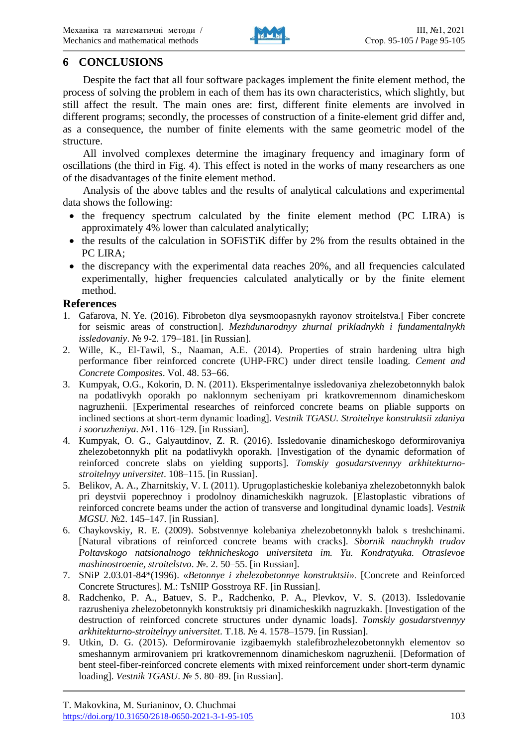## 6 CONCLUSIONS

Despite the fact that all four software packages implement the finite element method, the process of solving the problem in each of them has its own characteristics, which slightly, but still affect the result. The main ones are: first, different finite elements are involved in different programs; secondly, the processes of construction of a finite-element grid differ and, as a consequence, the number of finite elements with the same geometric model of the structure.

All involved complexes determine the imaginary frequency and imaginary form of oscillations (the third in Fig. 4). This effect is noted in the works of many researchers as one of the disadvantages of the finite element method.

Analysis of the above tables and the results of analytical calculations and experimental data shows the following:

- the frequency spectrum calculated by the finite element method (PC LIRA) is approximately 4% lower than calculated analytically;
- the results of the calculation in SOFiSTiK differ by 2% from the results obtained in the PC LIRA;
- the discrepancy with the experimental data reaches 20%, and all frequencies calculated experimentally, higher frequencies calculated analytically or by the finite element method.

### References

1. Gafarova, N. Ye. (2016). Fibrobeton dlya seysmoopasnykh rayonov stroitelstva.[ Fiber concrete for seismic areas of construction]. *Mezhdunarodnyy zhurnal prikladnykh i fundamentalnykh issledovaniy*. № 9-2. 179–181. [in Russian].
2. Wille, K., El-Tawil, S., Naaman, A.E. (2014). Properties of strain hardening ultra high performance fiber reinforced concrete (UHP-FRC) under direct tensile loading. *Cement and Concrete Composites*. Vol. 48. 53–66.
3. Kumpyak, O.G., Kokorin, D. N. (2011). Eksperimentalnye issledovaniya zhelezobetonnykh balok na podatlivykh oporakh po naklonnym secheniyam pri kratkovremennom dinamicheskom nagruzhenii. [Experimental researches of reinforced concrete beams on pliable supports on inclined sections at short-term dynamic loading]. *Vestnik TGASU. Stroitelnye konstruktsii zdaniya i sooruzheniya*. №1. 116–129. [in Russian].
4. Kumpyak, O. G., Galyautdinov, Z. R. (2016). Issledovanie dinamicheskogo deformirovaniya zhelezobetonnykh plit na podatlivykh oporakh. [Investigation of the dynamic deformation of reinforced concrete slabs on yielding supports]. *Tomskiy gosudarstvennyy arkhitekturno-stroitelnyy universitet*. 108–115. [in Russian].
5. Belikov, A. A., Zharnitskiy, V. I. (2011). Uprugoplasticheskie kolebaniya zhelezobetonnykh balok pri deystvii poperechnoy i prodolnoy dinamicheskikh nagruzok. [Elastoplastic vibrations of reinforced concrete beams under the action of transverse and longitudinal dynamic loads]. *Vestnik MGSU*. №2. 145–147. [in Russian].
6. Chaykovskiy, R. E. (2009). Sobstvennye kolebaniya zhelezobetonnykh balok s treshchinami. [Natural vibrations of reinforced concrete beams with cracks]. *Sbornik nauchnykh trudov Poltavskogo natsionalnogo tekhnicheskogo universiteta im. Yu. Kondratyuka. Otraslevoe mashinostroenie, stroitelstvo*. №. 2. 50–55. [in Russian].
7. SNiP 2.03.01-84*(1996). «*Betonnye i zhelezobetonnye konstruktsii*». [Concrete and Reinforced Concrete Structures]. M.: TsNIIP Gosstroya RF. [in Russian].
8. Radchenko, P. A., Batuev, S. P., Radchenko, P. A., Plevkov, V. S. (2013). Issledovanie razrusheniya zhelezobetonnykh konstruktsiy pri dinamicheskikh nagruzkakh. [Investigation of the destruction of reinforced concrete structures under dynamic loads]. *Tomskiy gosudarstvennyy arkhitekturno-stroitelnyy universitet*. T.18. № 4. 1578–1579. [in Russian].
9. Utkin, D. G. (2015). Deformirovanie izgibaemykh stalefibrozhelezobetonnykh elementov so smeshannym armirovaniem pri kratkovremennom dinamicheskom nagruzhenii. [Deformation of bent steel-fiber-reinforced concrete elements with mixed reinforcement under short-term dynamic loading]. *Vestnik TGASU*. № 5. 80–89. [in Russian].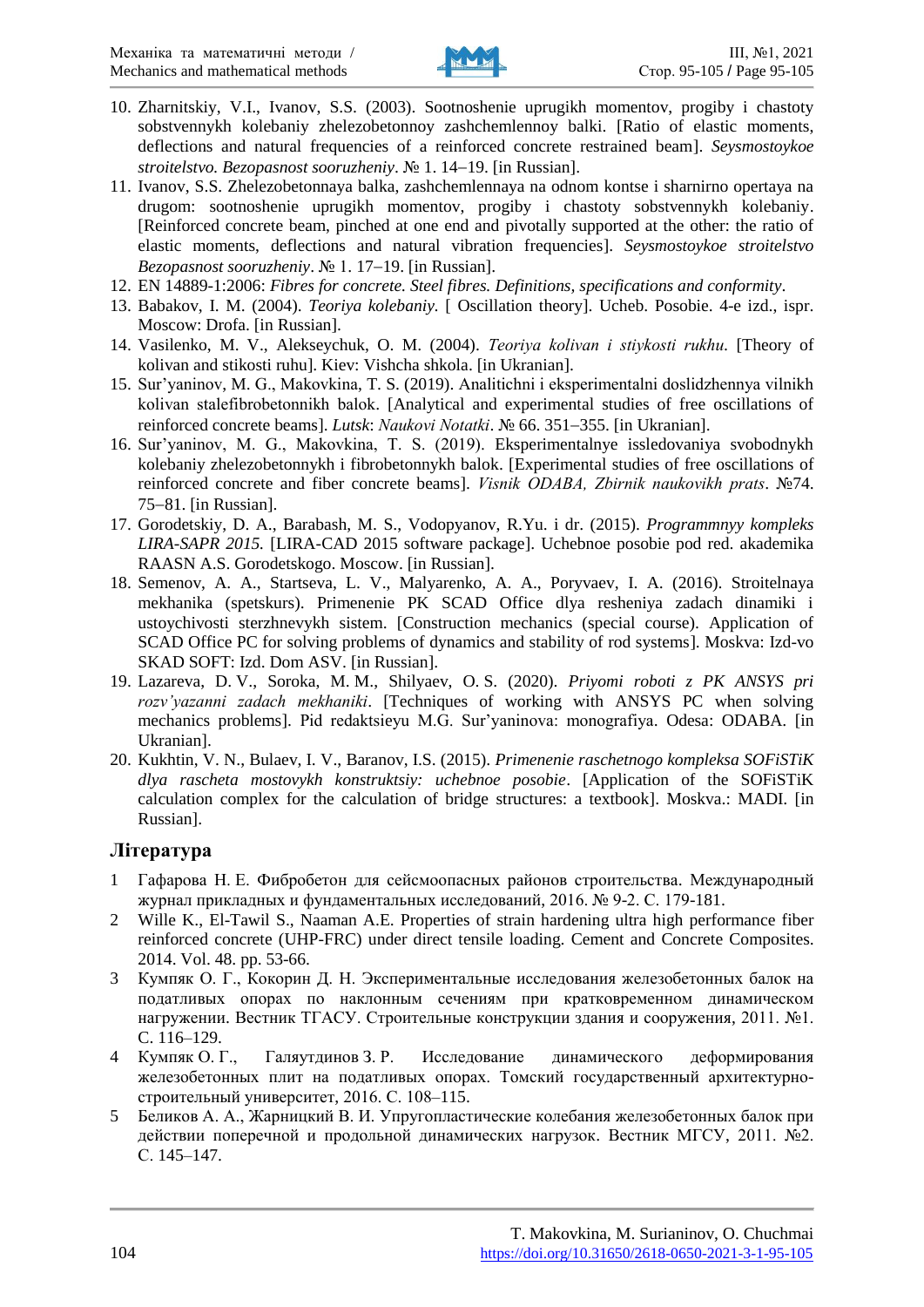10. Zharnitskiy, V.I., Ivanov, S.S. (2003). Sootnoshenie uprugikh momentov, progiby i chastoty sobstvennykh kolebaniy zhelezobetonnoy zashchemlennoy balki. [Ratio of elastic moments, deflections and natural frequencies of a reinforced concrete restrained beam]. *Seysmostoykoe stroitelstvo. Bezopasnost sooruzheniy*. № 1. 14–19. [in Russian].
11. Ivanov, S.S. Zhelezobetonnaya balka, zashchemlennaya na odnom kontse i sharnirno opertaya na drugom: sootnoshenie uprugikh momentov, progiby i chastoty sobstvennykh kolebaniy. [Reinforced concrete beam, pinched at one end and pivotally supported at the other: the ratio of elastic moments, deflections and natural vibration frequencies]. *Seysmostoykoe stroitelstvo Bezopasnost sooruzheniy*. № 1. 17–19. [in Russian].
12. EN 14889-1:2006: *Fibres for concrete. Steel fibres. Definitions, specifications and conformity*.
13. Babakov, I. M. (2004). *Teoriya kolebaniy.* [ Oscillation theory]. Ucheb. Posobie. 4-e izd., ispr. Moscow: Drofa. [in Russian].
14. Vasilenko, M. V., Alekseychuk, O. M. (2004). *Teoriya kolivan i stiykosti rukhu.* [Theory of kolivan and stikosti ruhu]. Kiev: Vishcha shkola. [in Ukranian].
15. Sur'yaninov, M. G., Makovkina, T. S. (2019). Analitichni i eksperimentalni doslidzhennya vilnikh kolivan stalefibrobetonnikh balok. [Analytical and experimental studies of free oscillations of reinforced concrete beams]. *Lutsk*: *Naukovi Notatki*. № 66. 351–355. [in Ukranian].
16. Sur'yaninov, M. G., Makovkina, T. S. (2019). Eksperimentalnye issledovaniya svobodnykh kolebaniy zhelezobetonnykh i fibrobetonnykh balok. [Experimental studies of free oscillations of reinforced concrete and fiber concrete beams]. *Visnik ODABA, Zbirnik naukovikh prats*. №74. 75–81. [in Russian].
17. Gorodetskiy, D. A., Barabash, M. S., Vodopyanov, R.Yu. i dr. (2015). *Programmnyy kompleks LIRA-SAPR 2015.* [LIRA-CAD 2015 software package]. Uchebnoe posobie pod red. akademika RAASN A.S. Gorodetskogo. Moscow. [in Russian].
18. Semenov, A. A., Startseva, L. V., Malyarenko, A. A., Poryvaev, I. A. (2016). Stroitelnaya mekhanika (spetskurs). Primenenie PK SCAD Office dlya resheniya zadach dinamiki i ustoychivosti sterzhnevykh sistem. [Construction mechanics (special course). Application of SCAD Office PC for solving problems of dynamics and stability of rod systems]. Moskva: Izd-vo SKAD SOFT: Izd. Dom ASV. [in Russian].
19. Lazareva, D. V., Soroka, M. M., Shilyaev, O. S. (2020). *Priyomi roboti z PK ANSYS pri rozv'yazanni zadach mekhaniki*. [Techniques of working with ANSYS PC when solving mechanics problems]. Pid redaktsieyu M.G. Sur'yaninova: monografiya. Odesa: ODABA. [in Ukranian].
20. Kukhtin, V. N., Bulaev, I. V., Baranov, I.S. (2015). *Primenenie raschetnogo kompleksa SOFiSTiK dlya rascheta mostovykh konstruktsiy: uchebnoe posobie*. [Application of the SOFiSTiK calculation complex for the calculation of bridge structures: a textbook]. Moskva.: MADI. [in Russian].

## Література

1. Гафарова Н. Е. Фибробетон для сейсмоопасных районов строительства. Международный журнал прикладных и фундаментальных исследований, 2016. № 9-2. С. 179-181.
2. Wille K., El-Tawil S., Naaman A.E. Properties of strain hardening ultra high performance fiber reinforced concrete (UHP-FRC) under direct tensile loading. Cement and Concrete Composites. 2014. Vol. 48. pp. 53-66.
3. Кумпяк О. Г., Кокорин Д. Н. Экспериментальные исследования железобетонных балок на податливых опорах по наклонным сечениям при кратковременном динамическом нагружении. Вестник ТГАСУ. Строительные конструкции здания и сооружения, 2011. №1. С. 116–129.
4. Кумпяк О. Г., Галяутдинов З. Р. Исследование динамического деформирования железобетонных плит на податливых опорах. Томский государственный архитектурно-строительный университет, 2016. С. 108–115.
5. Беликов А. А., Жарницкий В. И. Упругопластические колебания железобетонных балок при действии поперечной и продольной динамических нагрузок. Вестник МГСУ, 2011. №2. С. 145–147.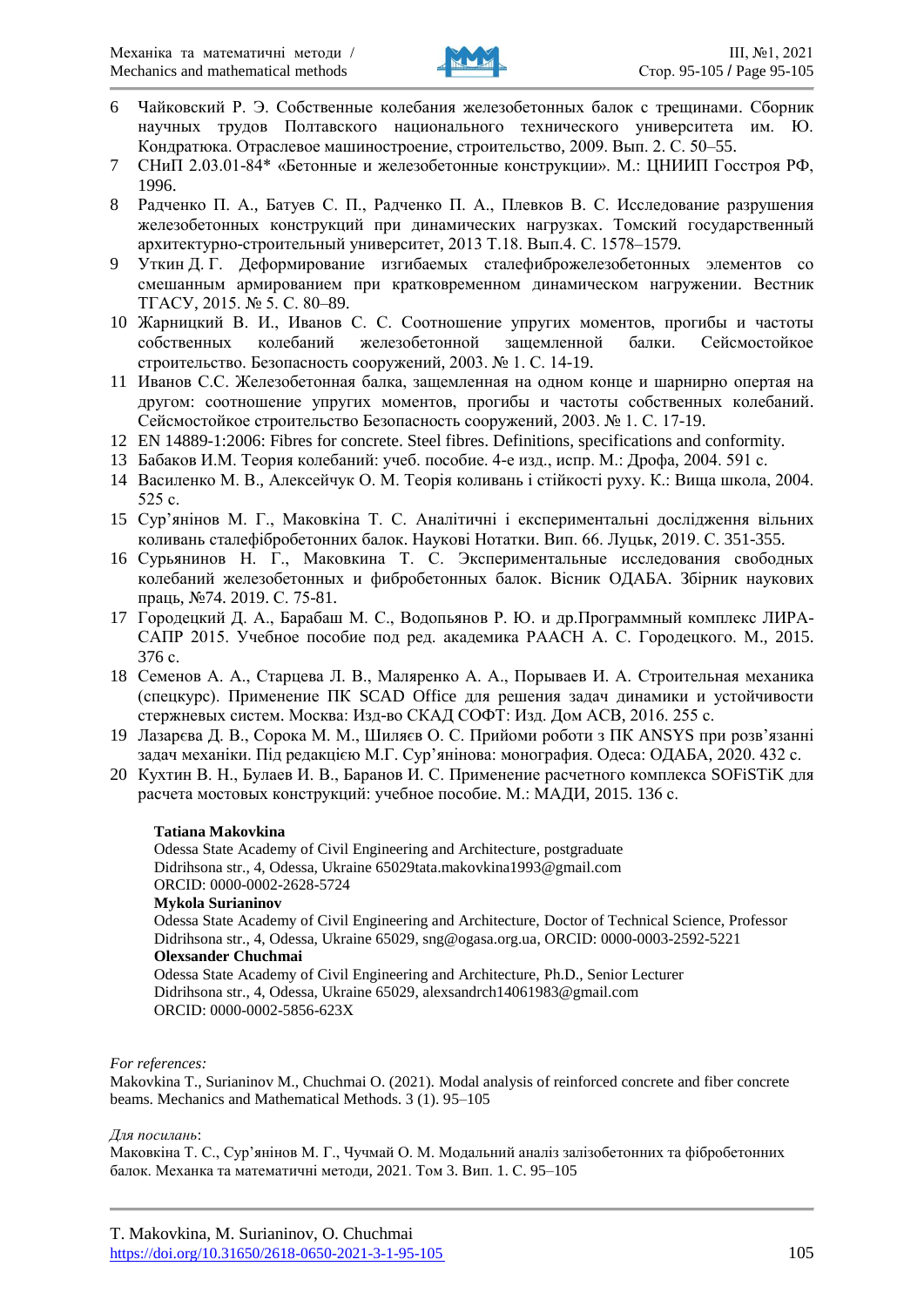6 Чайковский Р. Э. Собственные колебания железобетонных балок с трещинами. Сборник научных трудов Полтавского национального технического университета им. Ю. Кондратюка. Отраслевое машиностроение, строительство, 2009. Вып. 2. С. 50–55.

7 СНиП 2.03.01-84* «Бетонные и железобетонные конструкции». М.: ЦНИИП Госстроя РФ, 1996.

8 Радченко П. А., Батуев С. П., Радченко П. А., Плевков В. С. Исследование разрушения железобетонных конструкций при динамических нагрузках. Томский государственный архитектурно-строительный университет, 2013 Т.18. Вып.4. С. 1578–1579.

9 Уткин Д. Г. Деформирование изгибаемых сталефиброжелезобетонных элементов со смешанным армированием при кратковременном динамическом нагружении. Вестник ТГАСУ, 2015. № 5. С. 80–89.

10 Жарницкий В. И., Иванов С. С. Соотношение упругих моментов, прогибы и частоты собственных колебаний железобетонной защемленной балки. Сейсмостойкое строительство. Безопасность сооружений, 2003. № 1. С. 14-19.

11 Иванов С.С. Железобетонная балка, защемленная на одном конце и шарнирно опертая на другом: соотношение упругих моментов, прогибы и частоты собственных колебаний. Сейсмостойкое строительство Безопасность сооружений, 2003. № 1. С. 17-19.

12 EN 14889-1:2006: Fibres for concrete. Steel fibres. Definitions, specifications and conformity.

13 Бабаков И.М. Теория колебаний: учеб. пособие. 4-е изд., испр. М.: Дрофа, 2004. 591 с.

14 Василенко М. В., Алексейчук О. М. Теорія коливань і стійкості руху. К.: Вища школа, 2004. 525 с.

15 Сур'янінов М. Г., Маковкіна Т. С. Аналітичні і експериментальні дослідження вільних коливань сталефібробетонних балок. Наукові Нотатки. Вип. 66. Луцьк, 2019. С. 351-355.

16 Сурьянинов Н. Г., Маковкина Т. С. Экспериментальные исследования свободных колебаний железобетонных и фибробетонных балок. Вісник ОДАБА. Збірник наукових праць, №74. 2019. С. 75-81.

17 Городецкий Д. А., Барабаш М. С., Водопьянов Р. Ю. и др.Программный комплекс ЛИРА-САПР 2015. Учебное пособие под ред. академика РААСН А. С. Городецкого. М., 2015. 376 с.

18 Семенов А. А., Старцева Л. В., Маляренко А. А., Порываев И. А. Строительная механика (спецкурс). Применение ПК SCAD Office для решения задач динамики и устойчивости стержневых систем. Москва: Изд-во СКАД СОФТ: Изд. Дом АСВ, 2016. 255 с.

19 Лазарєва Д. В., Сорока М. М., Шиляєв О. С. Прийоми роботи з ПК ANSYS при розв'язанні задач механіки. Під редакцією М.Г. Сур'янінова: монография. Одеса: ОДАБА, 2020. 432 с.

20 Кухтин В. Н., Булаев И. В., Баранов И. С. Применение расчетного комплекса SOFiSTiK для расчета мостовых конструкций: учебное пособие. М.: МАДИ, 2015. 136 с.

**Tatiana Makovkina**
Odessa State Academy of Civil Engineering and Architecture, postgraduate
Didrihsona str., 4, Odessa, Ukraine 65029tata.makovkina1993@gmail.com
ORCID: 0000-0002-2628-5724

**Mykola Surianinov**
Odessa State Academy of Civil Engineering and Architecture, Doctor of Technical Science, Professor
Didrihsona str., 4, Odessa, Ukraine 65029, sng@ogasa.org.ua, ORCID: 0000-0003-2592-5221

**Olexsander Chuchmai**
Odessa State Academy of Civil Engineering and Architecture, Ph.D., Senior Lecturer
Didrihsona str., 4, Odessa, Ukraine 65029, alexsandrch14061983@gmail.com
ORCID: 0000-0002-5856-623X

*For references:*
Makovkina T., Surianinov M., Chuchmai O. (2021). Modal analysis of reinforced concrete and fiber concrete beams. Mechanics and Mathematical Methods. 3 (1). 95–105

*Для посилань*:
Маковкіна Т. С., Сур'янінов М. Г., Чучмай О. М. Модальний аналіз залізобетонних та фібробетонних балок. Механка та математичні методи, 2021. Том 3. Вип. 1. С. 95–105